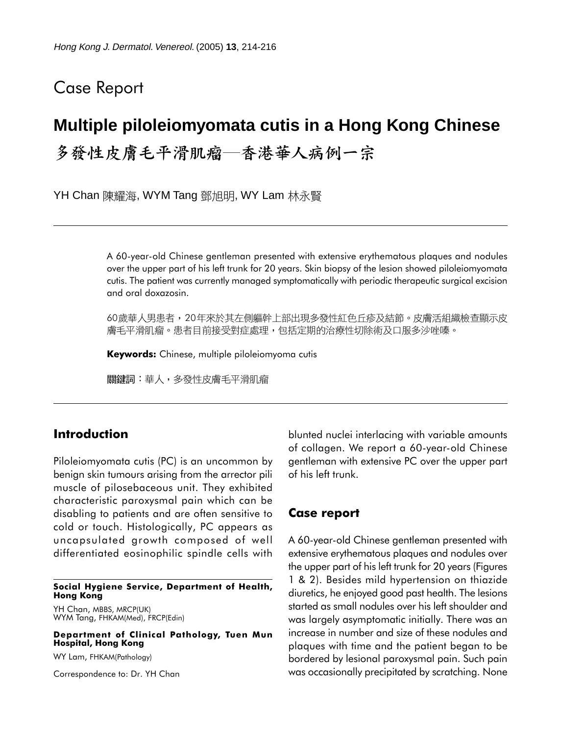## Case Report

# Multiple piloleiomyomata cutis in a Hong Kong Chinese

# 多發性皮膚毛平滑肌瘤—香港華人病例一宗

YH Chan 陳耀海, WYM Tang 鄧旭明, WY Lam 林永賢

A 60-year-old Chinese gentleman presented with extensive erythematous plaques and nodules over the upper part of his left trunk for 20 years. Skin biopsy of the lesion showed piloleiomyomata cutis. The patient was currently managed symptomatically with periodic therapeutic surgical excision and oral doxazosin.

60歲華人男患者，20年來於其左側軀幹上部出現多發性紅色丘疹及結節。皮膚活組織檢查顯示皮膚毛平滑肌瘤。患者目前接受對症處理，包括定期的治療性切除術及口服多沙唑嗪。

**Keywords:** Chinese, multiple piloleiomyoma cutis

**關鍵詞**：華人，多發性皮膚毛平滑肌瘤

## Introduction

Piloleiomyomata cutis (PC) is an uncommon by benign skin tumours arising from the arrector pili muscle of pilosebaceous unit. They exhibited characteristic paroxysmal pain which can be disabling to patients and are often sensitive to cold or touch. Histologically, PC appears as uncapsulated growth composed of well differentiated eosinophilic spindle cells with blunted nuclei interlacing with variable amounts of collagen. We report a 60-year-old Chinese gentleman with extensive PC over the upper part of his left trunk.

## Case report

A 60-year-old Chinese gentleman presented with extensive erythematous plaques and nodules over the upper part of his left trunk for 20 years (Figures 1 & 2). Besides mild hypertension on thiazide diuretics, he enjoyed good past health. The lesions started as small nodules over his left shoulder and was largely asymptomatic initially. There was an increase in number and size of these nodules and plaques with time and the patient began to be bordered by lesional paroxysmal pain. Such pain was occasionally precipitated by scratching. None

**Social Hygiene Service, Department of Health, Hong Kong**

YH Chan, MBBS, MRCP(UK)
WYM Tang, FHKAM(Med), FRCP(Edin)

**Department of Clinical Pathology, Tuen Mun Hospital, Hong Kong**

WY Lam, FHKAM(Pathology)

Correspondence to: Dr. YH Chan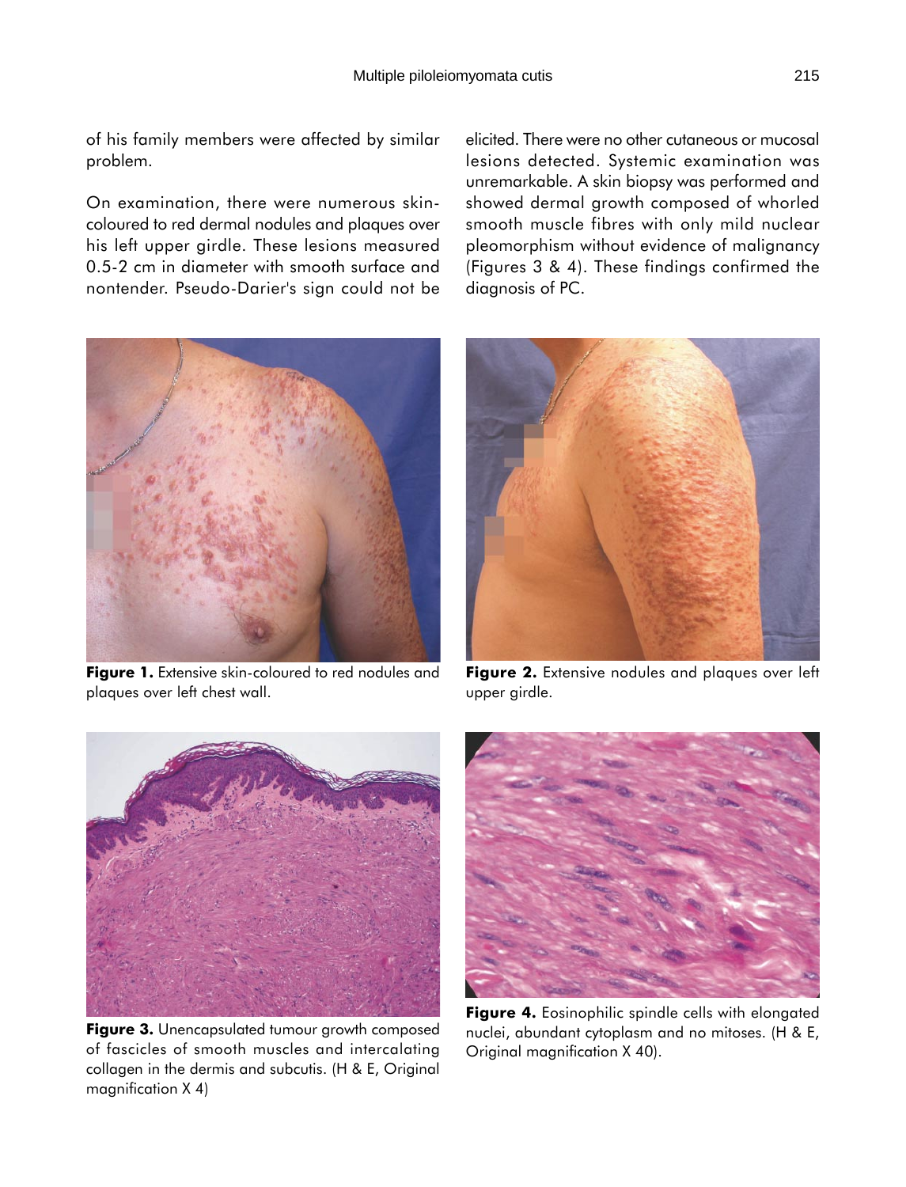of his family members were affected by similar problem.

On examination, there were numerous skin-coloured to red dermal nodules and plaques over his left upper girdle. These lesions measured 0.5-2 cm in diameter with smooth surface and nontender. Pseudo-Darier's sign could not be elicited. There were no other cutaneous or mucosal lesions detected. Systemic examination was unremarkable. A skin biopsy was performed and showed dermal growth composed of whorled smooth muscle fibres with only mild nuclear pleomorphism without evidence of malignancy (Figures 3 & 4). These findings confirmed the diagnosis of PC.

**Figure 1.** Extensive skin-coloured to red nodules and plaques over left chest wall.

**Figure 2.** Extensive nodules and plaques over left upper girdle.

**Figure 3.** Unencapsulated tumour growth composed of fascicles of smooth muscles and intercalating collagen in the dermis and subcutis. (H & E, Original magnification X 4)

**Figure 4.** Eosinophilic spindle cells with elongated nuclei, abundant cytoplasm and no mitoses. (H & E, Original magnification X 40).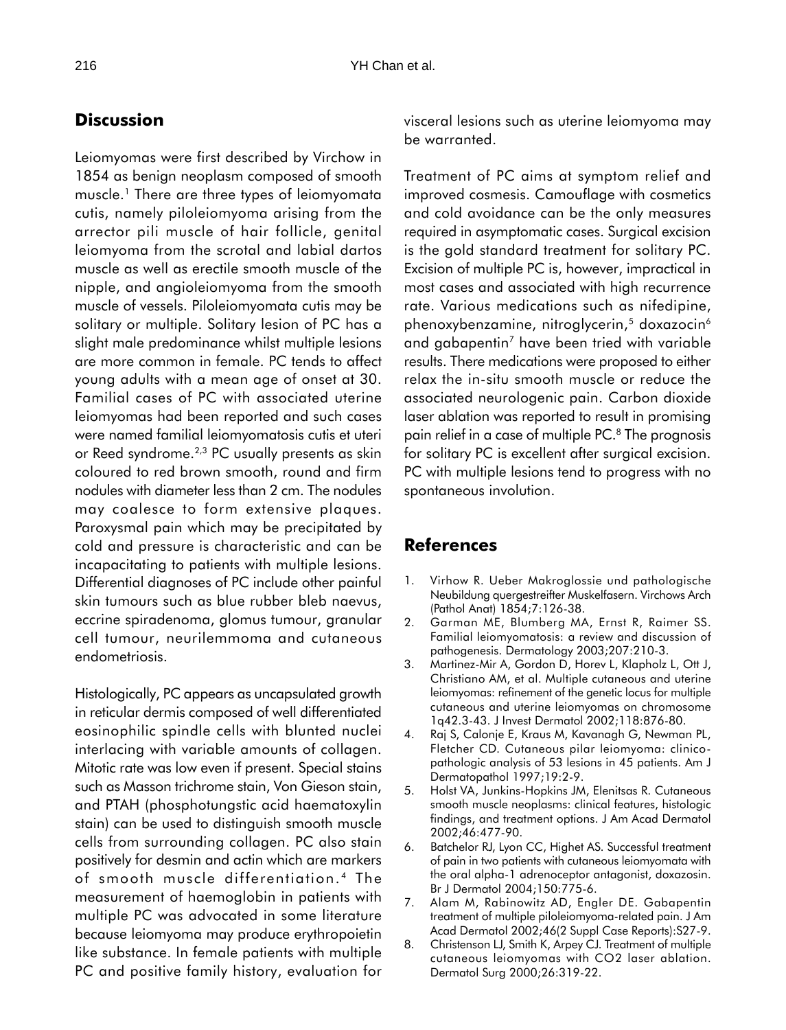## Discussion

Leiomyomas were first described by Virchow in 1854 as benign neoplasm composed of smooth muscle.[1] There are three types of leiomyomata cutis, namely piloleiomyoma arising from the arrector pili muscle of hair follicle, genital leiomyoma from the scrotal and labial dartos muscle as well as erectile smooth muscle of the nipple, and angioleiomyoma from the smooth muscle of vessels. Piloleiomyomata cutis may be solitary or multiple. Solitary lesion of PC has a slight male predominance whilst multiple lesions are more common in female. PC tends to affect young adults with a mean age of onset at 30. Familial cases of PC with associated uterine leiomyomas had been reported and such cases were named familial leiomyomatosis cutis et uteri or Reed syndrome.[2,3] PC usually presents as skin coloured to red brown smooth, round and firm nodules with diameter less than 2 cm. The nodules may coalesce to form extensive plaques. Paroxysmal pain which may be precipitated by cold and pressure is characteristic and can be incapacitating to patients with multiple lesions. Differential diagnoses of PC include other painful skin tumours such as blue rubber bleb naevus, eccrine spiradenoma, glomus tumour, granular cell tumour, neurilemmoma and cutaneous endometriosis.

Histologically, PC appears as uncapsulated growth in reticular dermis composed of well differentiated eosinophilic spindle cells with blunted nuclei interlacing with variable amounts of collagen. Mitotic rate was low even if present. Special stains such as Masson trichrome stain, Von Gieson stain, and PTAH (phosphotungstic acid haematoxylin stain) can be used to distinguish smooth muscle cells from surrounding collagen. PC also stain positively for desmin and actin which are markers of smooth muscle differentiation.[4] The measurement of haemoglobin in patients with multiple PC was advocated in some literature because leiomyoma may produce erythropoietin like substance. In female patients with multiple PC and positive family history, evaluation for visceral lesions such as uterine leiomyoma may be warranted.

Treatment of PC aims at symptom relief and improved cosmesis. Camouflage with cosmetics and cold avoidance can be the only measures required in asymptomatic cases. Surgical excision is the gold standard treatment for solitary PC. Excision of multiple PC is, however, impractical in most cases and associated with high recurrence rate. Various medications such as nifedipine, phenoxybenzamine, nitroglycerin,[5] doxazocin[6] and gabapentin[7] have been tried with variable results. There medications were proposed to either relax the in-situ smooth muscle or reduce the associated neurologenic pain. Carbon dioxide laser ablation was reported to result in promising pain relief in a case of multiple PC.[8] The prognosis for solitary PC is excellent after surgical excision. PC with multiple lesions tend to progress with no spontaneous involution.

## References

1. Virhow R. Ueber Makroglossie und pathologische Neubildung quergestreifter Muskelfasern. Virchows Arch (Pathol Anat) 1854;7:126-38.
2. Garman ME, Blumberg MA, Ernst R, Raimer SS. Familial leiomyomatosis: a review and discussion of pathogenesis. Dermatology 2003;207:210-3.
3. Martinez-Mir A, Gordon D, Horev L, Klapholz L, Ott J, Christiano AM, et al. Multiple cutaneous and uterine leiomyomas: refinement of the genetic locus for multiple cutaneous and uterine leiomyomas on chromosome 1q42.3-43. J Invest Dermatol 2002;118:876-80.
4. Raj S, Calonje E, Kraus M, Kavanagh G, Newman PL, Fletcher CD. Cutaneous pilar leiomyoma: clinicopathologic analysis of 53 lesions in 45 patients. Am J Dermatopathol 1997;19:2-9.
5. Holst VA, Junkins-Hopkins JM, Elenitsas R. Cutaneous smooth muscle neoplasms: clinical features, histologic findings, and treatment options. J Am Acad Dermatol 2002;46:477-90.
6. Batchelor RJ, Lyon CC, Highet AS. Successful treatment of pain in two patients with cutaneous leiomyomata with the oral alpha-1 adrenoceptor antagonist, doxazosin. Br J Dermatol 2004;150:775-6.
7. Alam M, Rabinowitz AD, Engler DE. Gabapentin treatment of multiple piloleiomyoma-related pain. J Am Acad Dermatol 2002;46(2 Suppl Case Reports):S27-9.
8. Christenson LJ, Smith K, Arpey CJ. Treatment of multiple cutaneous leiomyomas with CO2 laser ablation. Dermatol Surg 2000;26:319-22.